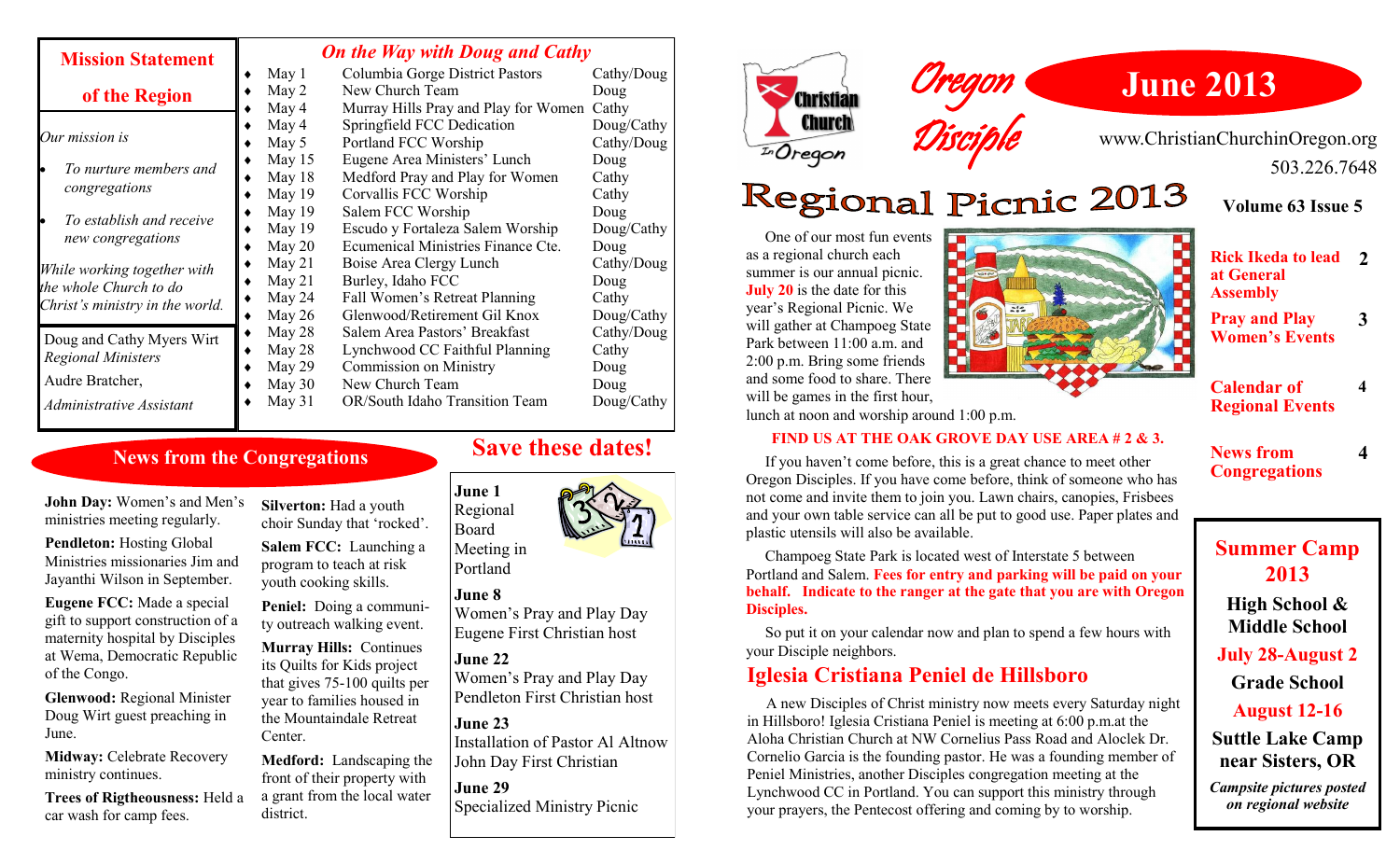# Oregon Disciple

# June 2013

www.ChristianChurchinOregon.org

503.226.7648

**Volume 63 Issue 5**

## Mission Statement of the Region

*Our mission is*

- *To nurture members and congregations*
- *To establish and receive new congregations*

*While working together with the whole Church to do Christ's ministry in the world.*

Doug and Cathy Myers Wirt
*Regional Ministers*

Audre Bratcher,
*Administrative Assistant*

## *On the Way with Doug and Cathy*

| Date | Event | Who |
|---|---|---|
| May 1 | Columbia Gorge District Pastors | Cathy/Doug |
| May 2 | New Church Team | Doug |
| May 4 | Murray Hills Pray and Play for Women | Cathy |
| May 4 | Springfield FCC Dedication | Doug/Cathy |
| May 5 | Portland FCC Worship | Cathy/Doug |
| May 15 | Eugene Area Ministers' Lunch | Doug |
| May 18 | Medford Pray and Play for Women | Cathy |
| May 19 | Corvallis FCC Worship | Cathy |
| May 19 | Salem FCC Worship | Doug |
| May 19 | Escudo y Fortaleza Salem Worship | Doug/Cathy |
| May 20 | Ecumenical Ministries Finance Cte. | Doug |
| May 21 | Boise Area Clergy Lunch | Cathy/Doug |
| May 21 | Burley, Idaho FCC | Doug |
| May 24 | Fall Women's Retreat Planning | Cathy |
| May 26 | Glenwood/Retirement Gil Knox | Doug/Cathy |
| May 28 | Salem Area Pastors' Breakfast | Cathy/Doug |
| May 28 | Lynchwood CC Faithful Planning | Cathy |
| May 29 | Commission on Ministry | Doug |
| May 30 | New Church Team | Doug |
| May 31 | OR/South Idaho Transition Team | Doug/Cathy |

## Regional Picnic 2013

One of our most fun events as a regional church each summer is our annual picnic. **July 20** is the date for this year's Regional Picnic. We will gather at Champoeg State Park between 11:00 a.m. and 2:00 p.m. Bring some friends and some food to share. There will be games in the first hour, lunch at noon and worship around 1:00 p.m.

**FIND US AT THE OAK GROVE DAY USE AREA # 2 & 3.**

If you haven't come before, this is a great chance to meet other Oregon Disciples. If you have come before, think of someone who has not come and invite them to join you. Lawn chairs, canopies, Frisbees and your own table service can all be put to good use. Paper plates and plastic utensils will also be available.

Champoeg State Park is located west of Interstate 5 between Portland and Salem. **Fees for entry and parking will be paid on your behalf. Indicate to the ranger at the gate that you are with Oregon Disciples.**

So put it on your calendar now and plan to spend a few hours with your Disciple neighbors.

## Iglesia Cristiana Peniel de Hillsboro

A new Disciples of Christ ministry now meets every Saturday night in Hillsboro! Iglesia Cristiana Peniel is meeting at 6:00 p.m.at the Aloha Christian Church at NW Cornelius Pass Road and Aloclek Dr. Cornelio Garcia is the founding pastor. He was a founding member of Peniel Ministries, another Disciples congregation meeting at the Lynchwood CC in Portland. You can support this ministry through your prayers, the Pentecost offering and coming by to worship.

## In this issue

| | |
|---|---|
| **Rick Ikeda to lead at General Assembly** | 2 |
| **Pray and Play Women's Events** | 3 |
| **Calendar of Regional Events** | 4 |
| **News from Congregations** | 4 |

## Summer Camp 2013

**High School & Middle School**
**July 28-August 2**

**Grade School**
**August 12-16**

**Suttle Lake Camp near Sisters, OR**

***Campsite pictures posted on regional website***

## News from the Congregations

**John Day:** Women's and Men's ministries meeting regularly.

**Pendleton:** Hosting Global Ministries missionaries Jim and Jayanthi Wilson in September.

**Eugene FCC:** Made a special gift to support construction of a maternity hospital by Disciples at Wema, Democratic Republic of the Congo.

**Glenwood:** Regional Minister Doug Wirt guest preaching in June.

**Midway:** Celebrate Recovery ministry continues.

**Trees of Rigtheousness:** Held a car wash for camp fees.

**Silverton:** Had a youth choir Sunday that 'rocked'.

**Salem FCC:** Launching a program to teach at risk youth cooking skills.

**Peniel:** Doing a community outreach walking event.

**Murray Hills:** Continues its Quilts for Kids project that gives 75-100 quilts per year to families housed in the Mountaindale Retreat Center.

**Medford:** Landscaping the front of their property with a grant from the local water district.

## Save these dates!

**June 1**
Regional Board Meeting in Portland

**June 8**
Women's Pray and Play Day
Eugene First Christian host

**June 22**
Women's Pray and Play Day
Pendleton First Christian host

**June 23**
Installation of Pastor Al Altnow
John Day First Christian

**June 29**
Specialized Ministry Picnic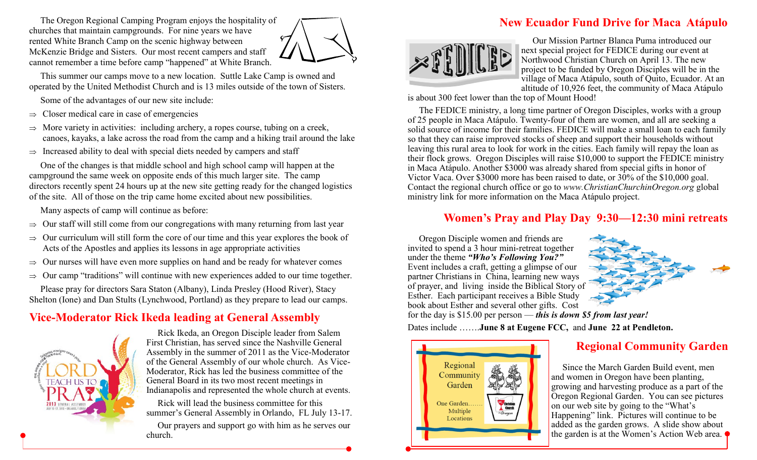The Oregon Regional Camping Program enjoys the hospitality of churches that maintain campgrounds. For nine years we have rented White Branch Camp on the scenic highway between McKenzie Bridge and Sisters. Our most recent campers and staff cannot remember a time before camp "happened" at White Branch.

This summer our camps move to a new location. Suttle Lake Camp is owned and operated by the United Methodist Church and is 13 miles outside of the town of Sisters.

Some of the advantages of our new site include:

- ⇒ Closer medical care in case of emergencies
- ⇒ More variety in activities: including archery, a ropes course, tubing on a creek, canoes, kayaks, a lake across the road from the camp and a hiking trail around the lake
- ⇒ Increased ability to deal with special diets needed by campers and staff

One of the changes is that middle school and high school camp will happen at the campground the same week on opposite ends of this much larger site. The camp directors recently spent 24 hours up at the new site getting ready for the changed logistics of the site. All of those on the trip came home excited about new possibilities.

Many aspects of camp will continue as before:

- ⇒ Our staff will still come from our congregations with many returning from last year
- ⇒ Our curriculum will still form the core of our time and this year explores the book of Acts of the Apostles and applies its lessons in age appropriate activities
- ⇒ Our nurses will have even more supplies on hand and be ready for whatever comes
- ⇒ Our camp "traditions" will continue with new experiences added to our time together.

Please pray for directors Sara Staton (Albany), Linda Presley (Hood River), Stacy Shelton (Ione) and Dan Stults (Lynchwood, Portland) as they prepare to lead our camps.

## Vice-Moderator Rick Ikeda leading at General Assembly

Rick Ikeda, an Oregon Disciple leader from Salem First Christian, has served since the Nashville General Assembly in the summer of 2011 as the Vice-Moderator of the General Assembly of our whole church. As Vice-Moderator, Rick has led the business committee of the General Board in its two most recent meetings in Indianapolis and represented the whole church at events.

Rick will lead the business committee for this summer's General Assembly in Orlando, FL July 13-17.

Our prayers and support go with him as he serves our church.

## New Ecuador Fund Drive for Maca Atápulo

Our Mission Partner Blanca Puma introduced our next special project for FEDICE during our event at Northwood Christian Church on April 13. The new project to be funded by Oregon Disciples will be in the village of Maca Atápulo, south of Quito, Ecuador. At an altitude of 10,926 feet, the community of Maca Atápulo is about 300 feet lower than the top of Mount Hood!

The FEDICE ministry, a long time partner of Oregon Disciples, works with a group of 25 people in Maca Atápulo. Twenty-four of them are women, and all are seeking a solid source of income for their families. FEDICE will make a small loan to each family so that they can raise improved stocks of sheep and support their households without leaving this rural area to look for work in the cities. Each family will repay the loan as their flock grows. Oregon Disciples will raise $10,000 to support the FEDICE ministry in Maca Atápulo. Another $3000 was already shared from special gifts in honor of Victor Vaca. Over $3000 more has been raised to date, or 30% of the $10,000 goal. Contact the regional church office or go to *www.ChristianChurchinOregon.org* global ministry link for more information on the Maca Atápulo project.

## Women's Pray and Play Day 9:30—12:30 mini retreats

Oregon Disciple women and friends are invited to spend a 3 hour mini-retreat together under the theme ***"Who's Following You?"*** Event includes a craft, getting a glimpse of our partner Christians in China, learning new ways of prayer, and living inside the Biblical Story of Esther. Each participant receives a Bible Study book about Esther and several other gifts. Cost for the day is $15.00 per person — ***this is down $5 from last year!***

Dates include …….**June 8 at Eugene FCC,** and **June 22 at Pendleton.**

## Regional Community Garden

Since the March Garden Build event, men and women in Oregon have been planting, growing and harvesting produce as a part of the Oregon Regional Garden. You can see pictures on our web site by going to the "What's Happening" link. Pictures will continue to be added as the garden grows. A slide show about the garden is at the Women's Action Web area.